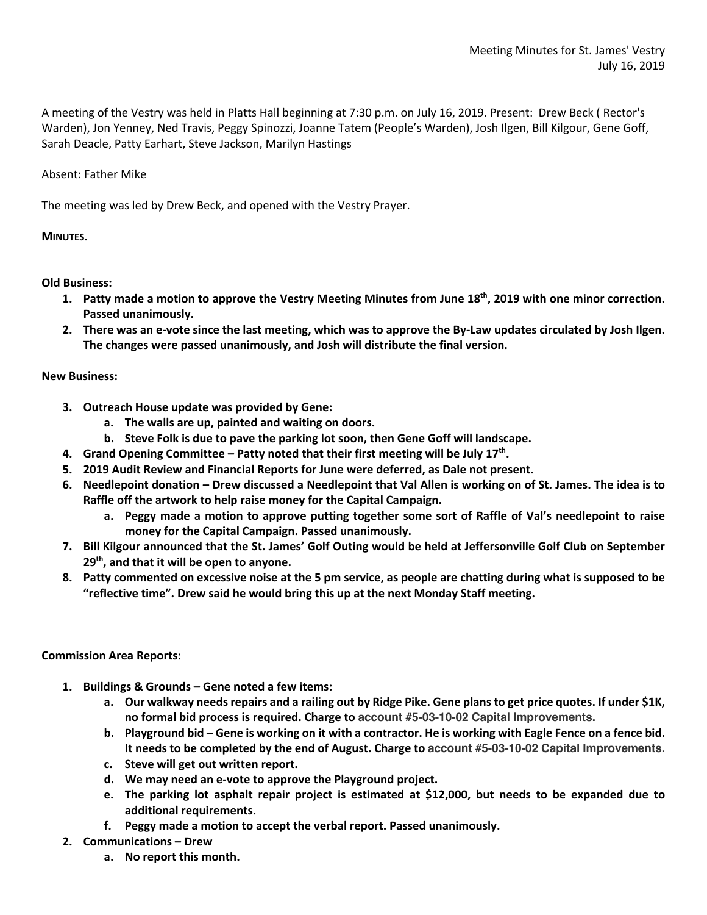Meeting Minutes for St. James' Vestry
July 16, 2019

A meeting of the Vestry was held in Platts Hall beginning at 7:30 p.m. on July 16, 2019. Present: Drew Beck ( Rector's Warden), Jon Yenney, Ned Travis, Peggy Spinozzi, Joanne Tatem (People's Warden), Josh Ilgen, Bill Kilgour, Gene Goff, Sarah Deacle, Patty Earhart, Steve Jackson, Marilyn Hastings

Absent: Father Mike

The meeting was led by Drew Beck, and opened with the Vestry Prayer.

**MINUTES.**

**Old Business:**

1. **Patty made a motion to approve the Vestry Meeting Minutes from June 18th, 2019 with one minor correction. Passed unanimously.**
2. **There was an e-vote since the last meeting, which was to approve the By-Law updates circulated by Josh Ilgen. The changes were passed unanimously, and Josh will distribute the final version.**

**New Business:**

3. **Outreach House update was provided by Gene:**
   a. **The walls are up, painted and waiting on doors.**
   b. **Steve Folk is due to pave the parking lot soon, then Gene Goff will landscape.**
4. **Grand Opening Committee – Patty noted that their first meeting will be July 17th.**
5. **2019 Audit Review and Financial Reports for June were deferred, as Dale not present.**
6. **Needlepoint donation – Drew discussed a Needlepoint that Val Allen is working on of St. James. The idea is to Raffle off the artwork to help raise money for the Capital Campaign.**
   a. **Peggy made a motion to approve putting together some sort of Raffle of Val's needlepoint to raise money for the Capital Campaign. Passed unanimously.**
7. **Bill Kilgour announced that the St. James' Golf Outing would be held at Jeffersonville Golf Club on September 29th, and that it will be open to anyone.**
8. **Patty commented on excessive noise at the 5 pm service, as people are chatting during what is supposed to be "reflective time". Drew said he would bring this up at the next Monday Staff meeting.**

**Commission Area Reports:**

1. **Buildings & Grounds – Gene noted a few items:**
   a. **Our walkway needs repairs and a railing out by Ridge Pike. Gene plans to get price quotes. If under $1K, no formal bid process is required. Charge to account #5-03-10-02 Capital Improvements.**
   b. **Playground bid – Gene is working on it with a contractor. He is working with Eagle Fence on a fence bid. It needs to be completed by the end of August. Charge to account #5-03-10-02 Capital Improvements.**
   c. **Steve will get out written report.**
   d. **We may need an e-vote to approve the Playground project.**
   e. **The parking lot asphalt repair project is estimated at $12,000, but needs to be expanded due to additional requirements.**
   f. **Peggy made a motion to accept the verbal report. Passed unanimously.**
2. **Communications – Drew**
   a. **No report this month.**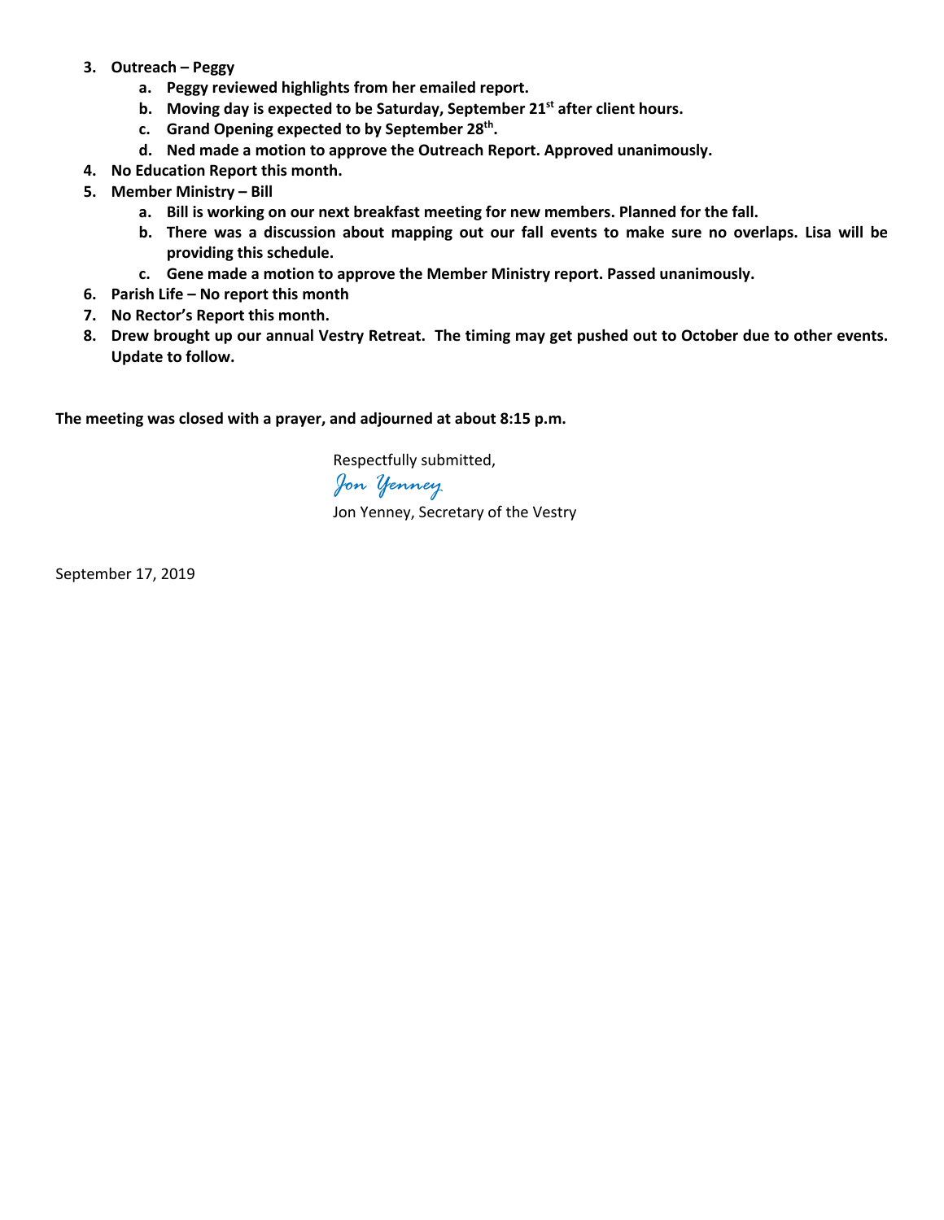3. **Outreach – Peggy**
    a. **Peggy reviewed highlights from her emailed report.**
    b. **Moving day is expected to be Saturday, September 21st after client hours.**
    c. **Grand Opening expected to by September 28th.**
    d. **Ned made a motion to approve the Outreach Report. Approved unanimously.**
4. **No Education Report this month.**
5. **Member Ministry – Bill**
    a. **Bill is working on our next breakfast meeting for new members. Planned for the fall.**
    b. **There was a discussion about mapping out our fall events to make sure no overlaps. Lisa will be providing this schedule.**
    c. **Gene made a motion to approve the Member Ministry report. Passed unanimously.**
6. **Parish Life – No report this month**
7. **No Rector's Report this month.**
8. **Drew brought up our annual Vestry Retreat. The timing may get pushed out to October due to other events. Update to follow.**

**The meeting was closed with a prayer, and adjourned at about 8:15 p.m.**

Respectfully submitted,

*Jon Yenney*

Jon Yenney, Secretary of the Vestry

September 17, 2019